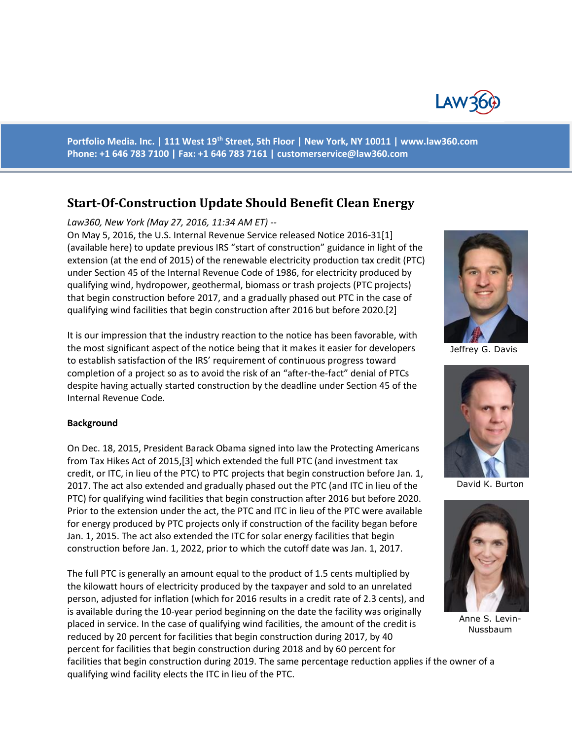Portfolio Media. Inc. | 111 West 19th Street, 5th Floor | New York, NY 10011 | www.law360.com
Phone: +1 646 783 7100 | Fax: +1 646 783 7161 | customerservice@law360.com

# Start-Of-Construction Update Should Benefit Clean Energy

*Law360, New York (May 27, 2016, 11:34 AM ET) --*

On May 5, 2016, the U.S. Internal Revenue Service released Notice 2016-31[1] (available here) to update previous IRS "start of construction" guidance in light of the extension (at the end of 2015) of the renewable electricity production tax credit (PTC) under Section 45 of the Internal Revenue Code of 1986, for electricity produced by qualifying wind, hydropower, geothermal, biomass or trash projects (PTC projects) that begin construction before 2017, and a gradually phased out PTC in the case of qualifying wind facilities that begin construction after 2016 but before 2020.[2]

Jeffrey G. Davis

David K. Burton

Anne S. Levin-Nussbaum

It is our impression that the industry reaction to the notice has been favorable, with the most significant aspect of the notice being that it makes it easier for developers to establish satisfaction of the IRS' requirement of continuous progress toward completion of a project so as to avoid the risk of an "after-the-fact" denial of PTCs despite having actually started construction by the deadline under Section 45 of the Internal Revenue Code.

**Background**

On Dec. 18, 2015, President Barack Obama signed into law the Protecting Americans from Tax Hikes Act of 2015,[3] which extended the full PTC (and investment tax credit, or ITC, in lieu of the PTC) to PTC projects that begin construction before Jan. 1, 2017. The act also extended and gradually phased out the PTC (and ITC in lieu of the PTC) for qualifying wind facilities that begin construction after 2016 but before 2020. Prior to the extension under the act, the PTC and ITC in lieu of the PTC were available for energy produced by PTC projects only if construction of the facility began before Jan. 1, 2015. The act also extended the ITC for solar energy facilities that begin construction before Jan. 1, 2022, prior to which the cutoff date was Jan. 1, 2017.

The full PTC is generally an amount equal to the product of 1.5 cents multiplied by the kilowatt hours of electricity produced by the taxpayer and sold to an unrelated person, adjusted for inflation (which for 2016 results in a credit rate of 2.3 cents), and is available during the 10-year period beginning on the date the facility was originally placed in service. In the case of qualifying wind facilities, the amount of the credit is reduced by 20 percent for facilities that begin construction during 2017, by 40 percent for facilities that begin construction during 2018 and by 60 percent for facilities that begin construction during 2019. The same percentage reduction applies if the owner of a qualifying wind facility elects the ITC in lieu of the PTC.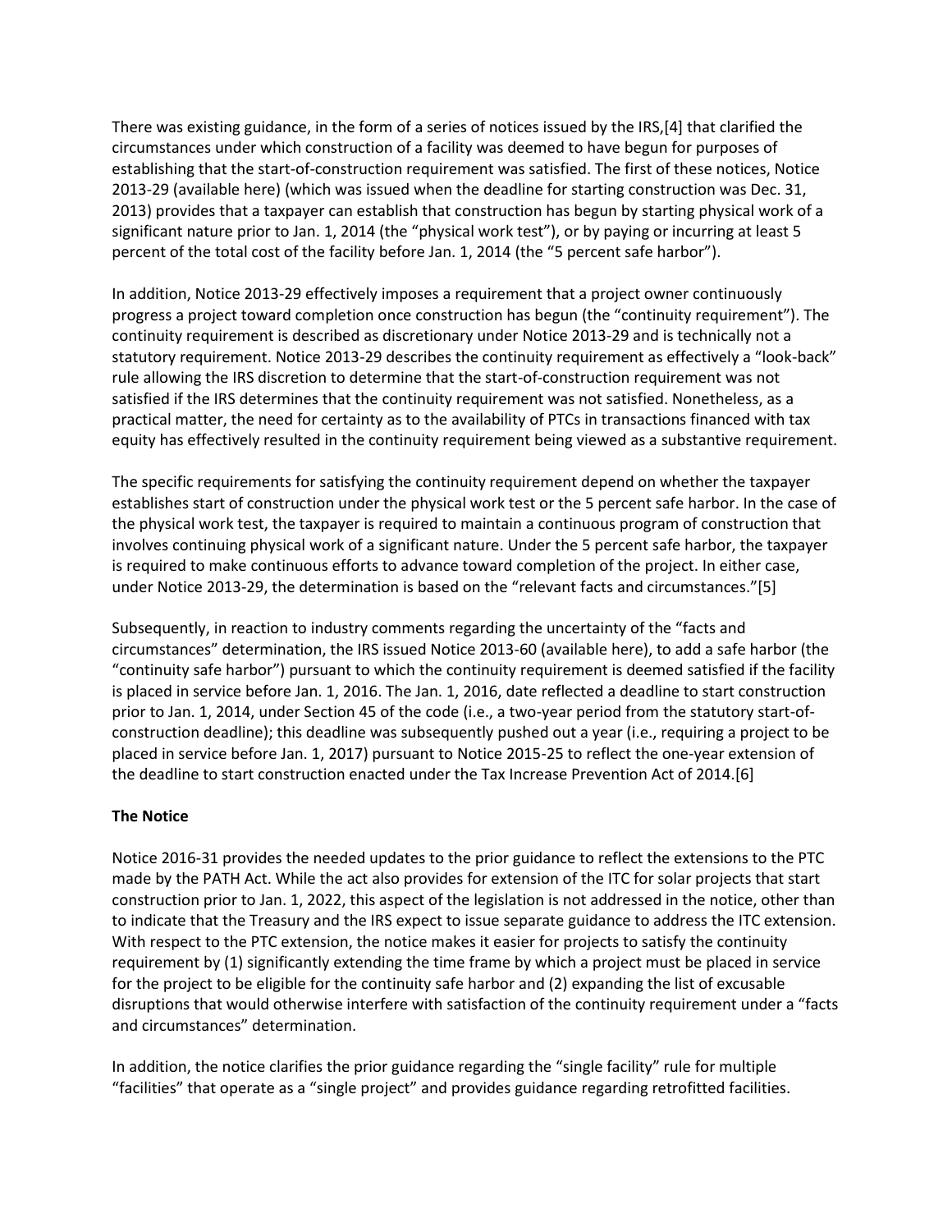There was existing guidance, in the form of a series of notices issued by the IRS,[4] that clarified the circumstances under which construction of a facility was deemed to have begun for purposes of establishing that the start-of-construction requirement was satisfied. The first of these notices, Notice 2013-29 (available here) (which was issued when the deadline for starting construction was Dec. 31, 2013) provides that a taxpayer can establish that construction has begun by starting physical work of a significant nature prior to Jan. 1, 2014 (the "physical work test"), or by paying or incurring at least 5 percent of the total cost of the facility before Jan. 1, 2014 (the "5 percent safe harbor").

In addition, Notice 2013-29 effectively imposes a requirement that a project owner continuously progress a project toward completion once construction has begun (the "continuity requirement"). The continuity requirement is described as discretionary under Notice 2013-29 and is technically not a statutory requirement. Notice 2013-29 describes the continuity requirement as effectively a "look-back" rule allowing the IRS discretion to determine that the start-of-construction requirement was not satisfied if the IRS determines that the continuity requirement was not satisfied. Nonetheless, as a practical matter, the need for certainty as to the availability of PTCs in transactions financed with tax equity has effectively resulted in the continuity requirement being viewed as a substantive requirement.

The specific requirements for satisfying the continuity requirement depend on whether the taxpayer establishes start of construction under the physical work test or the 5 percent safe harbor. In the case of the physical work test, the taxpayer is required to maintain a continuous program of construction that involves continuing physical work of a significant nature. Under the 5 percent safe harbor, the taxpayer is required to make continuous efforts to advance toward completion of the project. In either case, under Notice 2013-29, the determination is based on the "relevant facts and circumstances."[5]

Subsequently, in reaction to industry comments regarding the uncertainty of the "facts and circumstances" determination, the IRS issued Notice 2013-60 (available here), to add a safe harbor (the "continuity safe harbor") pursuant to which the continuity requirement is deemed satisfied if the facility is placed in service before Jan. 1, 2016. The Jan. 1, 2016, date reflected a deadline to start construction prior to Jan. 1, 2014, under Section 45 of the code (i.e., a two-year period from the statutory start-of-construction deadline); this deadline was subsequently pushed out a year (i.e., requiring a project to be placed in service before Jan. 1, 2017) pursuant to Notice 2015-25 to reflect the one-year extension of the deadline to start construction enacted under the Tax Increase Prevention Act of 2014.[6]

**The Notice**

Notice 2016-31 provides the needed updates to the prior guidance to reflect the extensions to the PTC made by the PATH Act. While the act also provides for extension of the ITC for solar projects that start construction prior to Jan. 1, 2022, this aspect of the legislation is not addressed in the notice, other than to indicate that the Treasury and the IRS expect to issue separate guidance to address the ITC extension. With respect to the PTC extension, the notice makes it easier for projects to satisfy the continuity requirement by (1) significantly extending the time frame by which a project must be placed in service for the project to be eligible for the continuity safe harbor and (2) expanding the list of excusable disruptions that would otherwise interfere with satisfaction of the continuity requirement under a "facts and circumstances" determination.

In addition, the notice clarifies the prior guidance regarding the "single facility" rule for multiple "facilities" that operate as a "single project" and provides guidance regarding retrofitted facilities.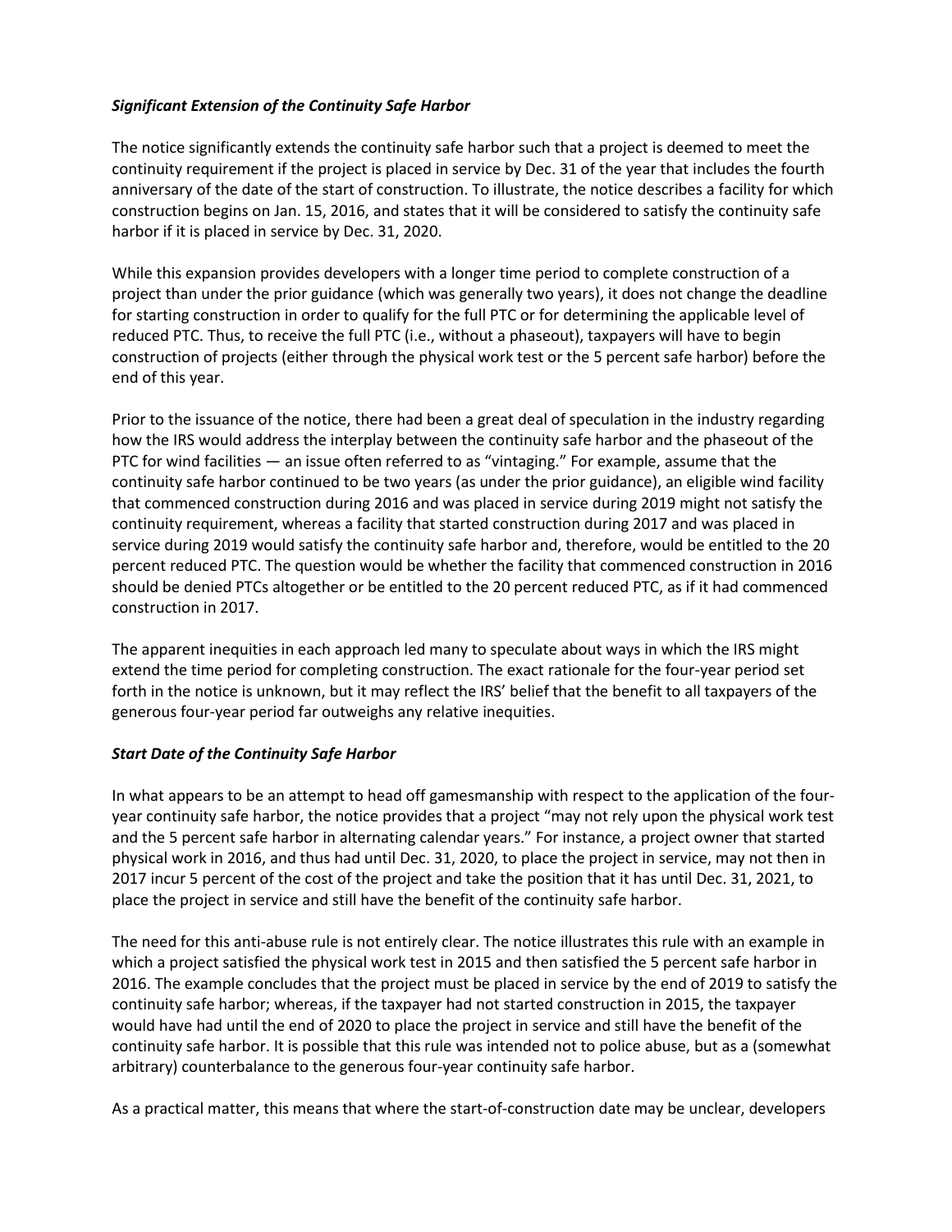### *Significant Extension of the Continuity Safe Harbor*

The notice significantly extends the continuity safe harbor such that a project is deemed to meet the continuity requirement if the project is placed in service by Dec. 31 of the year that includes the fourth anniversary of the date of the start of construction. To illustrate, the notice describes a facility for which construction begins on Jan. 15, 2016, and states that it will be considered to satisfy the continuity safe harbor if it is placed in service by Dec. 31, 2020.

While this expansion provides developers with a longer time period to complete construction of a project than under the prior guidance (which was generally two years), it does not change the deadline for starting construction in order to qualify for the full PTC or for determining the applicable level of reduced PTC. Thus, to receive the full PTC (i.e., without a phaseout), taxpayers will have to begin construction of projects (either through the physical work test or the 5 percent safe harbor) before the end of this year.

Prior to the issuance of the notice, there had been a great deal of speculation in the industry regarding how the IRS would address the interplay between the continuity safe harbor and the phaseout of the PTC for wind facilities — an issue often referred to as "vintaging." For example, assume that the continuity safe harbor continued to be two years (as under the prior guidance), an eligible wind facility that commenced construction during 2016 and was placed in service during 2019 might not satisfy the continuity requirement, whereas a facility that started construction during 2017 and was placed in service during 2019 would satisfy the continuity safe harbor and, therefore, would be entitled to the 20 percent reduced PTC. The question would be whether the facility that commenced construction in 2016 should be denied PTCs altogether or be entitled to the 20 percent reduced PTC, as if it had commenced construction in 2017.

The apparent inequities in each approach led many to speculate about ways in which the IRS might extend the time period for completing construction. The exact rationale for the four-year period set forth in the notice is unknown, but it may reflect the IRS' belief that the benefit to all taxpayers of the generous four-year period far outweighs any relative inequities.

### *Start Date of the Continuity Safe Harbor*

In what appears to be an attempt to head off gamesmanship with respect to the application of the four-year continuity safe harbor, the notice provides that a project "may not rely upon the physical work test and the 5 percent safe harbor in alternating calendar years." For instance, a project owner that started physical work in 2016, and thus had until Dec. 31, 2020, to place the project in service, may not then in 2017 incur 5 percent of the cost of the project and take the position that it has until Dec. 31, 2021, to place the project in service and still have the benefit of the continuity safe harbor.

The need for this anti-abuse rule is not entirely clear. The notice illustrates this rule with an example in which a project satisfied the physical work test in 2015 and then satisfied the 5 percent safe harbor in 2016. The example concludes that the project must be placed in service by the end of 2019 to satisfy the continuity safe harbor; whereas, if the taxpayer had not started construction in 2015, the taxpayer would have had until the end of 2020 to place the project in service and still have the benefit of the continuity safe harbor. It is possible that this rule was intended not to police abuse, but as a (somewhat arbitrary) counterbalance to the generous four-year continuity safe harbor.

As a practical matter, this means that where the start-of-construction date may be unclear, developers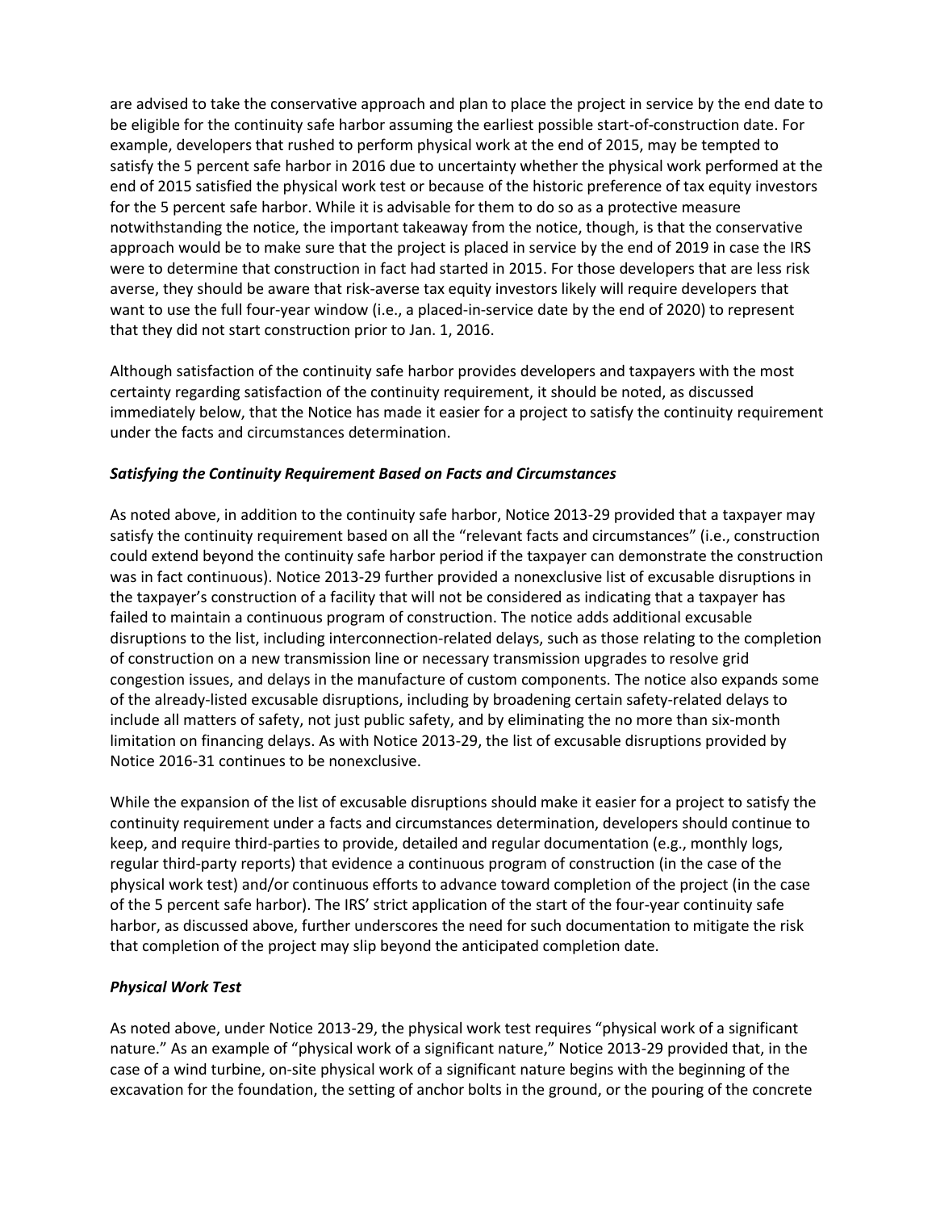are advised to take the conservative approach and plan to place the project in service by the end date to be eligible for the continuity safe harbor assuming the earliest possible start-of-construction date. For example, developers that rushed to perform physical work at the end of 2015, may be tempted to satisfy the 5 percent safe harbor in 2016 due to uncertainty whether the physical work performed at the end of 2015 satisfied the physical work test or because of the historic preference of tax equity investors for the 5 percent safe harbor. While it is advisable for them to do so as a protective measure notwithstanding the notice, the important takeaway from the notice, though, is that the conservative approach would be to make sure that the project is placed in service by the end of 2019 in case the IRS were to determine that construction in fact had started in 2015. For those developers that are less risk averse, they should be aware that risk-averse tax equity investors likely will require developers that want to use the full four-year window (i.e., a placed-in-service date by the end of 2020) to represent that they did not start construction prior to Jan. 1, 2016.

Although satisfaction of the continuity safe harbor provides developers and taxpayers with the most certainty regarding satisfaction of the continuity requirement, it should be noted, as discussed immediately below, that the Notice has made it easier for a project to satisfy the continuity requirement under the facts and circumstances determination.

***Satisfying the Continuity Requirement Based on Facts and Circumstances***

As noted above, in addition to the continuity safe harbor, Notice 2013-29 provided that a taxpayer may satisfy the continuity requirement based on all the "relevant facts and circumstances" (i.e., construction could extend beyond the continuity safe harbor period if the taxpayer can demonstrate the construction was in fact continuous). Notice 2013-29 further provided a nonexclusive list of excusable disruptions in the taxpayer's construction of a facility that will not be considered as indicating that a taxpayer has failed to maintain a continuous program of construction. The notice adds additional excusable disruptions to the list, including interconnection-related delays, such as those relating to the completion of construction on a new transmission line or necessary transmission upgrades to resolve grid congestion issues, and delays in the manufacture of custom components. The notice also expands some of the already-listed excusable disruptions, including by broadening certain safety-related delays to include all matters of safety, not just public safety, and by eliminating the no more than six-month limitation on financing delays. As with Notice 2013-29, the list of excusable disruptions provided by Notice 2016-31 continues to be nonexclusive.

While the expansion of the list of excusable disruptions should make it easier for a project to satisfy the continuity requirement under a facts and circumstances determination, developers should continue to keep, and require third-parties to provide, detailed and regular documentation (e.g., monthly logs, regular third-party reports) that evidence a continuous program of construction (in the case of the physical work test) and/or continuous efforts to advance toward completion of the project (in the case of the 5 percent safe harbor). The IRS' strict application of the start of the four-year continuity safe harbor, as discussed above, further underscores the need for such documentation to mitigate the risk that completion of the project may slip beyond the anticipated completion date.

***Physical Work Test***

As noted above, under Notice 2013-29, the physical work test requires "physical work of a significant nature." As an example of "physical work of a significant nature," Notice 2013-29 provided that, in the case of a wind turbine, on-site physical work of a significant nature begins with the beginning of the excavation for the foundation, the setting of anchor bolts in the ground, or the pouring of the concrete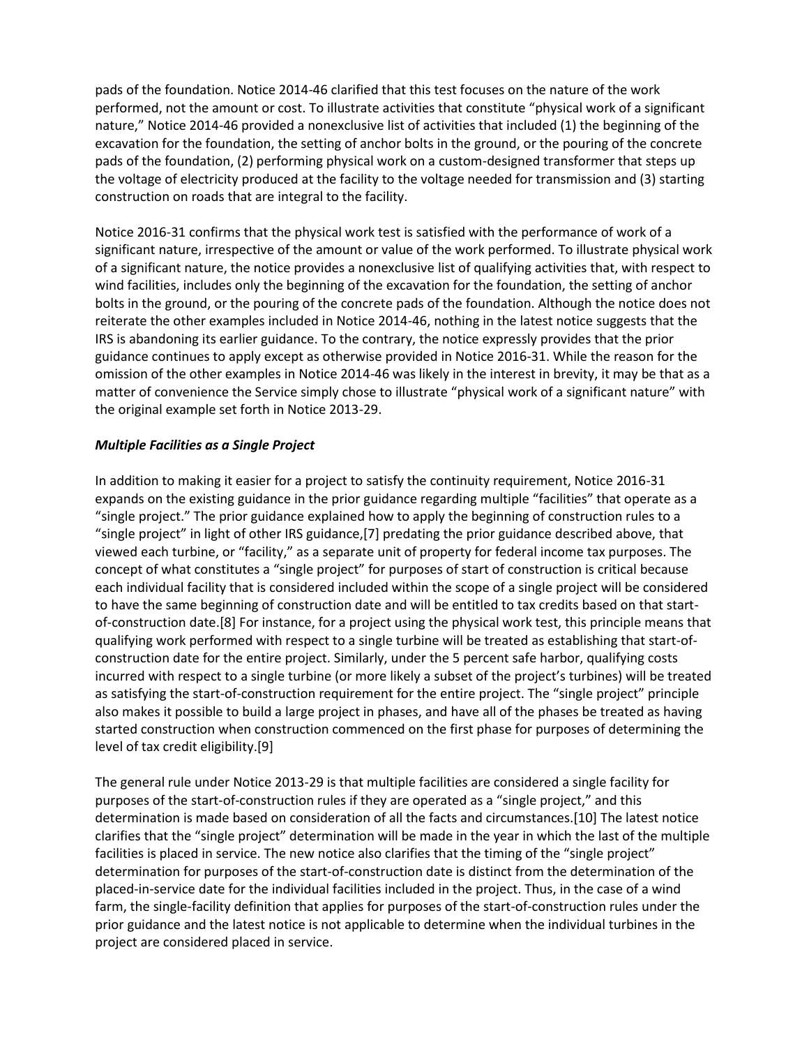pads of the foundation. Notice 2014-46 clarified that this test focuses on the nature of the work performed, not the amount or cost. To illustrate activities that constitute "physical work of a significant nature," Notice 2014-46 provided a nonexclusive list of activities that included (1) the beginning of the excavation for the foundation, the setting of anchor bolts in the ground, or the pouring of the concrete pads of the foundation, (2) performing physical work on a custom-designed transformer that steps up the voltage of electricity produced at the facility to the voltage needed for transmission and (3) starting construction on roads that are integral to the facility.

Notice 2016-31 confirms that the physical work test is satisfied with the performance of work of a significant nature, irrespective of the amount or value of the work performed. To illustrate physical work of a significant nature, the notice provides a nonexclusive list of qualifying activities that, with respect to wind facilities, includes only the beginning of the excavation for the foundation, the setting of anchor bolts in the ground, or the pouring of the concrete pads of the foundation. Although the notice does not reiterate the other examples included in Notice 2014-46, nothing in the latest notice suggests that the IRS is abandoning its earlier guidance. To the contrary, the notice expressly provides that the prior guidance continues to apply except as otherwise provided in Notice 2016-31. While the reason for the omission of the other examples in Notice 2014-46 was likely in the interest in brevity, it may be that as a matter of convenience the Service simply chose to illustrate "physical work of a significant nature" with the original example set forth in Notice 2013-29.

***Multiple Facilities as a Single Project***

In addition to making it easier for a project to satisfy the continuity requirement, Notice 2016-31 expands on the existing guidance in the prior guidance regarding multiple "facilities" that operate as a "single project." The prior guidance explained how to apply the beginning of construction rules to a "single project" in light of other IRS guidance,[7] predating the prior guidance described above, that viewed each turbine, or "facility," as a separate unit of property for federal income tax purposes. The concept of what constitutes a "single project" for purposes of start of construction is critical because each individual facility that is considered included within the scope of a single project will be considered to have the same beginning of construction date and will be entitled to tax credits based on that start-of-construction date.[8] For instance, for a project using the physical work test, this principle means that qualifying work performed with respect to a single turbine will be treated as establishing that start-of-construction date for the entire project. Similarly, under the 5 percent safe harbor, qualifying costs incurred with respect to a single turbine (or more likely a subset of the project's turbines) will be treated as satisfying the start-of-construction requirement for the entire project. The "single project" principle also makes it possible to build a large project in phases, and have all of the phases be treated as having started construction when construction commenced on the first phase for purposes of determining the level of tax credit eligibility.[9]

The general rule under Notice 2013-29 is that multiple facilities are considered a single facility for purposes of the start-of-construction rules if they are operated as a "single project," and this determination is made based on consideration of all the facts and circumstances.[10] The latest notice clarifies that the "single project" determination will be made in the year in which the last of the multiple facilities is placed in service. The new notice also clarifies that the timing of the "single project" determination for purposes of the start-of-construction date is distinct from the determination of the placed-in-service date for the individual facilities included in the project. Thus, in the case of a wind farm, the single-facility definition that applies for purposes of the start-of-construction rules under the prior guidance and the latest notice is not applicable to determine when the individual turbines in the project are considered placed in service.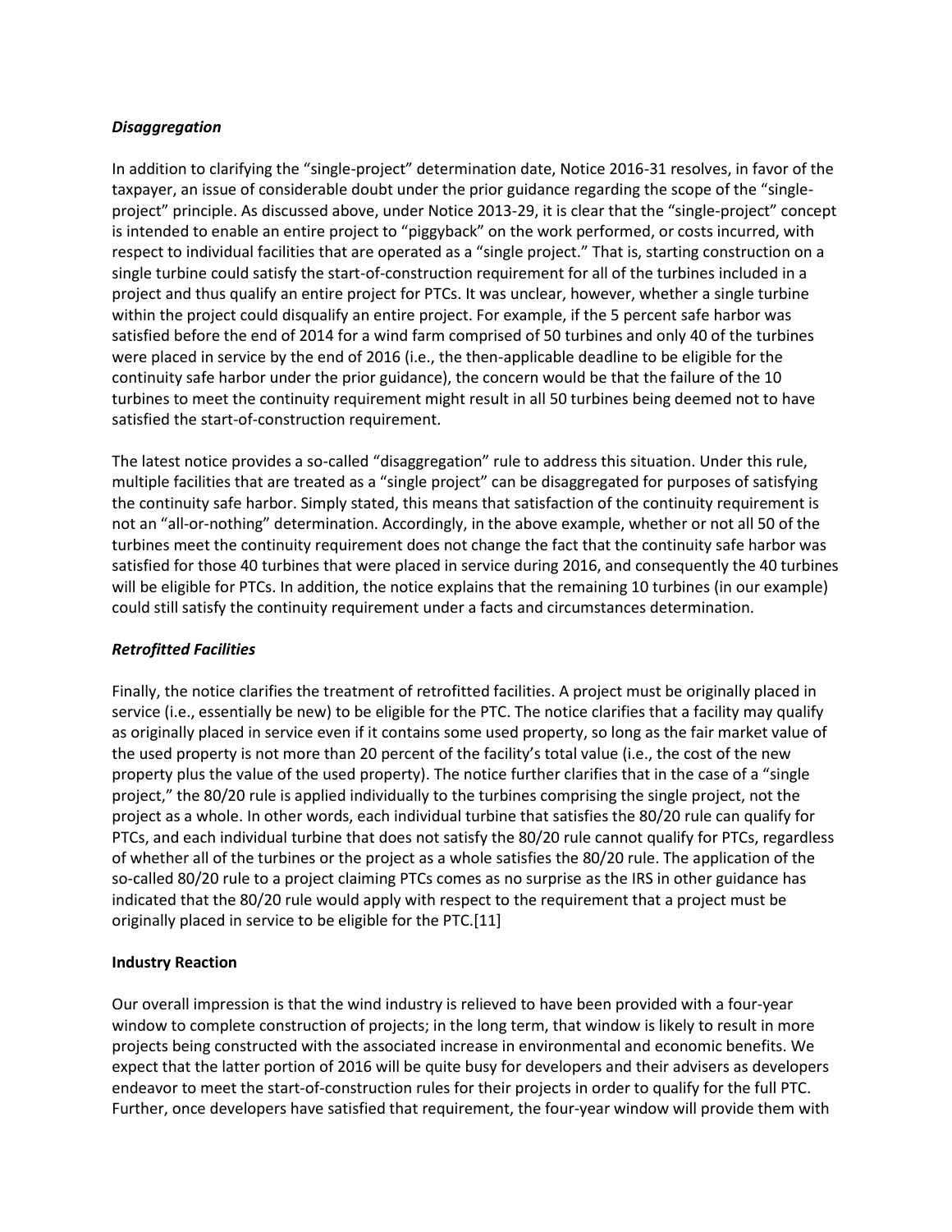### *Disaggregation*

In addition to clarifying the "single-project" determination date, Notice 2016-31 resolves, in favor of the taxpayer, an issue of considerable doubt under the prior guidance regarding the scope of the "single-project" principle. As discussed above, under Notice 2013-29, it is clear that the "single-project" concept is intended to enable an entire project to "piggyback" on the work performed, or costs incurred, with respect to individual facilities that are operated as a "single project." That is, starting construction on a single turbine could satisfy the start-of-construction requirement for all of the turbines included in a project and thus qualify an entire project for PTCs. It was unclear, however, whether a single turbine within the project could disqualify an entire project. For example, if the 5 percent safe harbor was satisfied before the end of 2014 for a wind farm comprised of 50 turbines and only 40 of the turbines were placed in service by the end of 2016 (i.e., the then-applicable deadline to be eligible for the continuity safe harbor under the prior guidance), the concern would be that the failure of the 10 turbines to meet the continuity requirement might result in all 50 turbines being deemed not to have satisfied the start-of-construction requirement.

The latest notice provides a so-called "disaggregation" rule to address this situation. Under this rule, multiple facilities that are treated as a "single project" can be disaggregated for purposes of satisfying the continuity safe harbor. Simply stated, this means that satisfaction of the continuity requirement is not an "all-or-nothing" determination. Accordingly, in the above example, whether or not all 50 of the turbines meet the continuity requirement does not change the fact that the continuity safe harbor was satisfied for those 40 turbines that were placed in service during 2016, and consequently the 40 turbines will be eligible for PTCs. In addition, the notice explains that the remaining 10 turbines (in our example) could still satisfy the continuity requirement under a facts and circumstances determination.

### *Retrofitted Facilities*

Finally, the notice clarifies the treatment of retrofitted facilities. A project must be originally placed in service (i.e., essentially be new) to be eligible for the PTC. The notice clarifies that a facility may qualify as originally placed in service even if it contains some used property, so long as the fair market value of the used property is not more than 20 percent of the facility's total value (i.e., the cost of the new property plus the value of the used property). The notice further clarifies that in the case of a "single project," the 80/20 rule is applied individually to the turbines comprising the single project, not the project as a whole. In other words, each individual turbine that satisfies the 80/20 rule can qualify for PTCs, and each individual turbine that does not satisfy the 80/20 rule cannot qualify for PTCs, regardless of whether all of the turbines or the project as a whole satisfies the 80/20 rule. The application of the so-called 80/20 rule to a project claiming PTCs comes as no surprise as the IRS in other guidance has indicated that the 80/20 rule would apply with respect to the requirement that a project must be originally placed in service to be eligible for the PTC.[11]

## **Industry Reaction**

Our overall impression is that the wind industry is relieved to have been provided with a four-year window to complete construction of projects; in the long term, that window is likely to result in more projects being constructed with the associated increase in environmental and economic benefits. We expect that the latter portion of 2016 will be quite busy for developers and their advisers as developers endeavor to meet the start-of-construction rules for their projects in order to qualify for the full PTC. Further, once developers have satisfied that requirement, the four-year window will provide them with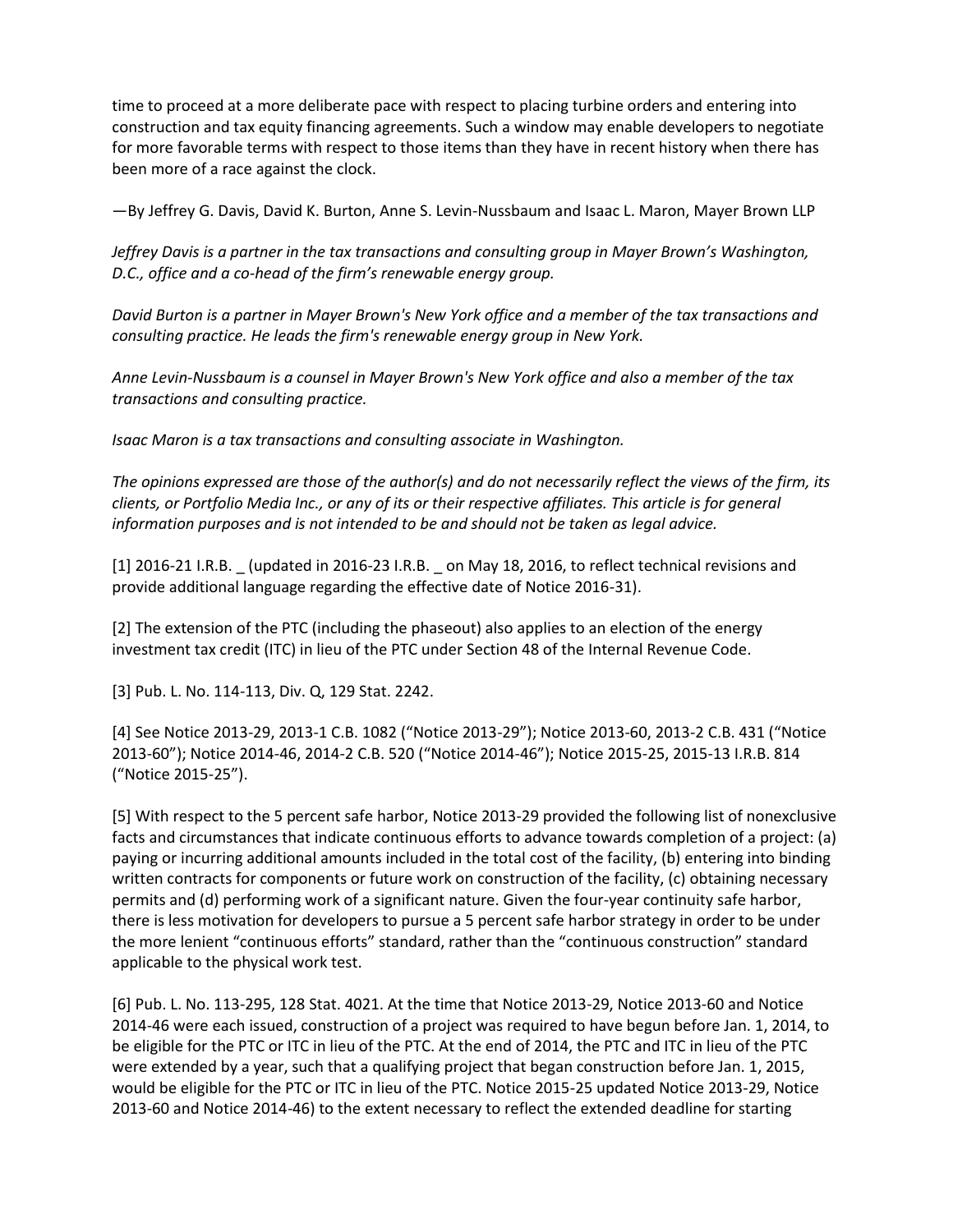time to proceed at a more deliberate pace with respect to placing turbine orders and entering into construction and tax equity financing agreements. Such a window may enable developers to negotiate for more favorable terms with respect to those items than they have in recent history when there has been more of a race against the clock.

—By Jeffrey G. Davis, David K. Burton, Anne S. Levin-Nussbaum and Isaac L. Maron, Mayer Brown LLP

*Jeffrey Davis is a partner in the tax transactions and consulting group in Mayer Brown's Washington, D.C., office and a co-head of the firm's renewable energy group.*

*David Burton is a partner in Mayer Brown's New York office and a member of the tax transactions and consulting practice. He leads the firm's renewable energy group in New York.*

*Anne Levin-Nussbaum is a counsel in Mayer Brown's New York office and also a member of the tax transactions and consulting practice.*

*Isaac Maron is a tax transactions and consulting associate in Washington.*

*The opinions expressed are those of the author(s) and do not necessarily reflect the views of the firm, its clients, or Portfolio Media Inc., or any of its or their respective affiliates. This article is for general information purposes and is not intended to be and should not be taken as legal advice.*

[1] 2016-21 I.R.B. _ (updated in 2016-23 I.R.B. _ on May 18, 2016, to reflect technical revisions and provide additional language regarding the effective date of Notice 2016-31).

[2] The extension of the PTC (including the phaseout) also applies to an election of the energy investment tax credit (ITC) in lieu of the PTC under Section 48 of the Internal Revenue Code.

[3] Pub. L. No. 114-113, Div. Q, 129 Stat. 2242.

[4] See Notice 2013-29, 2013-1 C.B. 1082 ("Notice 2013-29"); Notice 2013-60, 2013-2 C.B. 431 ("Notice 2013-60"); Notice 2014-46, 2014-2 C.B. 520 ("Notice 2014-46"); Notice 2015-25, 2015-13 I.R.B. 814 ("Notice 2015-25").

[5] With respect to the 5 percent safe harbor, Notice 2013-29 provided the following list of nonexclusive facts and circumstances that indicate continuous efforts to advance towards completion of a project: (a) paying or incurring additional amounts included in the total cost of the facility, (b) entering into binding written contracts for components or future work on construction of the facility, (c) obtaining necessary permits and (d) performing work of a significant nature. Given the four-year continuity safe harbor, there is less motivation for developers to pursue a 5 percent safe harbor strategy in order to be under the more lenient "continuous efforts" standard, rather than the "continuous construction" standard applicable to the physical work test.

[6] Pub. L. No. 113-295, 128 Stat. 4021. At the time that Notice 2013-29, Notice 2013-60 and Notice 2014-46 were each issued, construction of a project was required to have begun before Jan. 1, 2014, to be eligible for the PTC or ITC in lieu of the PTC. At the end of 2014, the PTC and ITC in lieu of the PTC were extended by a year, such that a qualifying project that began construction before Jan. 1, 2015, would be eligible for the PTC or ITC in lieu of the PTC. Notice 2015-25 updated Notice 2013-29, Notice 2013-60 and Notice 2014-46) to the extent necessary to reflect the extended deadline for starting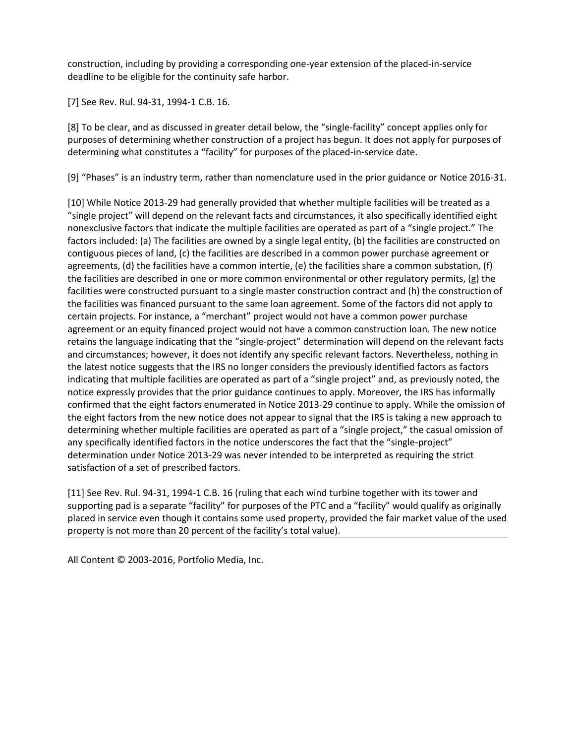construction, including by providing a corresponding one-year extension of the placed-in-service deadline to be eligible for the continuity safe harbor.

[7] See Rev. Rul. 94-31, 1994-1 C.B. 16.

[8] To be clear, and as discussed in greater detail below, the "single-facility" concept applies only for purposes of determining whether construction of a project has begun. It does not apply for purposes of determining what constitutes a "facility" for purposes of the placed-in-service date.

[9] "Phases" is an industry term, rather than nomenclature used in the prior guidance or Notice 2016-31.

[10] While Notice 2013-29 had generally provided that whether multiple facilities will be treated as a "single project" will depend on the relevant facts and circumstances, it also specifically identified eight nonexclusive factors that indicate the multiple facilities are operated as part of a "single project." The factors included: (a) The facilities are owned by a single legal entity, (b) the facilities are constructed on contiguous pieces of land, (c) the facilities are described in a common power purchase agreement or agreements, (d) the facilities have a common intertie, (e) the facilities share a common substation, (f) the facilities are described in one or more common environmental or other regulatory permits, (g) the facilities were constructed pursuant to a single master construction contract and (h) the construction of the facilities was financed pursuant to the same loan agreement. Some of the factors did not apply to certain projects. For instance, a "merchant" project would not have a common power purchase agreement or an equity financed project would not have a common construction loan. The new notice retains the language indicating that the "single-project" determination will depend on the relevant facts and circumstances; however, it does not identify any specific relevant factors. Nevertheless, nothing in the latest notice suggests that the IRS no longer considers the previously identified factors as factors indicating that multiple facilities are operated as part of a "single project" and, as previously noted, the notice expressly provides that the prior guidance continues to apply. Moreover, the IRS has informally confirmed that the eight factors enumerated in Notice 2013-29 continue to apply. While the omission of the eight factors from the new notice does not appear to signal that the IRS is taking a new approach to determining whether multiple facilities are operated as part of a "single project," the casual omission of any specifically identified factors in the notice underscores the fact that the "single-project" determination under Notice 2013-29 was never intended to be interpreted as requiring the strict satisfaction of a set of prescribed factors.

[11] See Rev. Rul. 94-31, 1994-1 C.B. 16 (ruling that each wind turbine together with its tower and supporting pad is a separate "facility" for purposes of the PTC and a "facility" would qualify as originally placed in service even though it contains some used property, provided the fair market value of the used property is not more than 20 percent of the facility's total value).

All Content © 2003-2016, Portfolio Media, Inc.